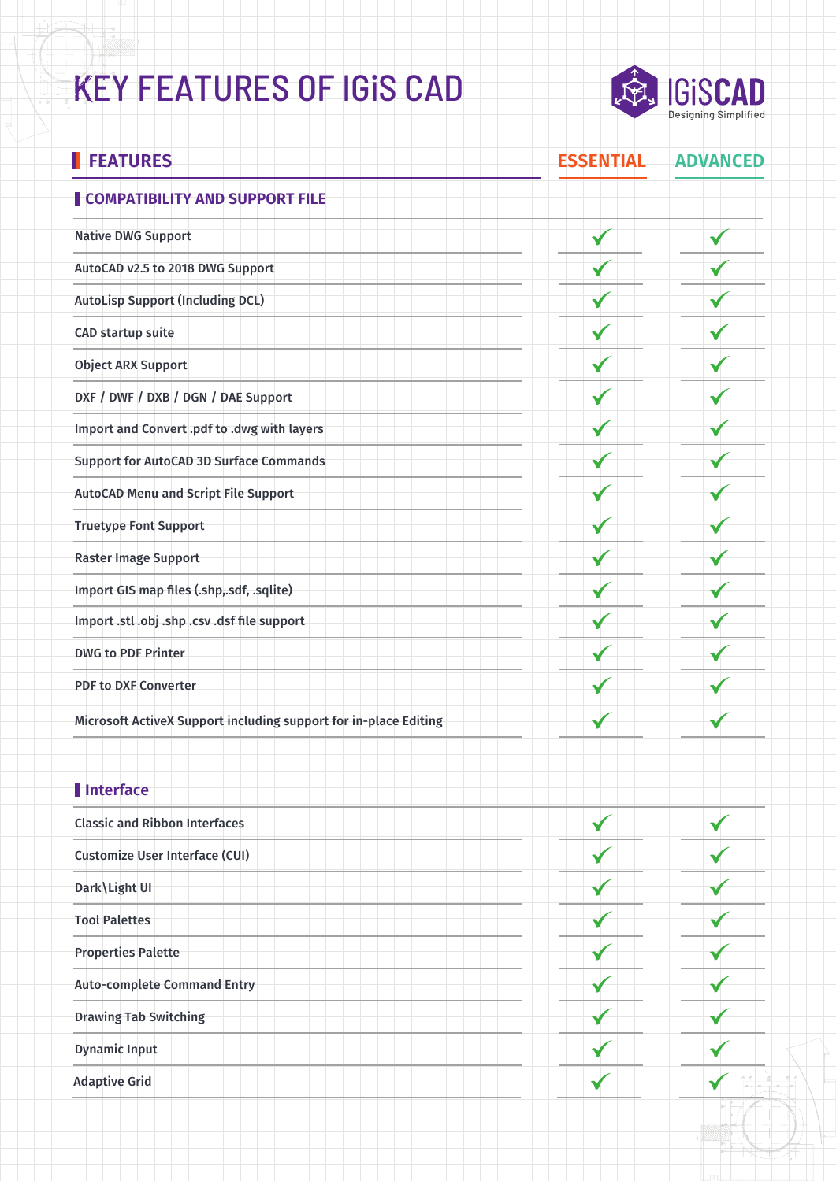# KEY FEATURES OF IGiS CAD

IGiSCAD
Designing Simplified

| FEATURES | ESSENTIAL | ADVANCED |
|---|---|---|
| **COMPATIBILITY AND SUPPORT FILE** | | |
| Native DWG Support | ✓ | ✓ |
| AutoCAD v2.5 to 2018 DWG Support | ✓ | ✓ |
| AutoLisp Support (Including DCL) | ✓ | ✓ |
| CAD startup suite | ✓ | ✓ |
| Object ARX Support | ✓ | ✓ |
| DXF / DWF / DXB / DGN / DAE Support | ✓ | ✓ |
| Import and Convert .pdf to .dwg with layers | ✓ | ✓ |
| Support for AutoCAD 3D Surface Commands | ✓ | ✓ |
| AutoCAD Menu and Script File Support | ✓ | ✓ |
| Truetype Font Support | ✓ | ✓ |
| Raster Image Support | ✓ | ✓ |
| Import GIS map files (.shp,.sdf, .sqlite) | ✓ | ✓ |
| Import .stl .obj .shp .csv .dsf file support | ✓ | ✓ |
| DWG to PDF Printer | ✓ | ✓ |
| PDF to DXF Converter | ✓ | ✓ |
| Microsoft ActiveX Support including support for in-place Editing | ✓ | ✓ |
| **Interface** | | |
| Classic and Ribbon Interfaces | ✓ | ✓ |
| Customize User Interface (CUI) | ✓ | ✓ |
| Dark\Light UI | ✓ | ✓ |
| Tool Palettes | ✓ | ✓ |
| Properties Palette | ✓ | ✓ |
| Auto-complete Command Entry | ✓ | ✓ |
| Drawing Tab Switching | ✓ | ✓ |
| Dynamic Input | ✓ | ✓ |
| Adaptive Grid | ✓ | ✓ |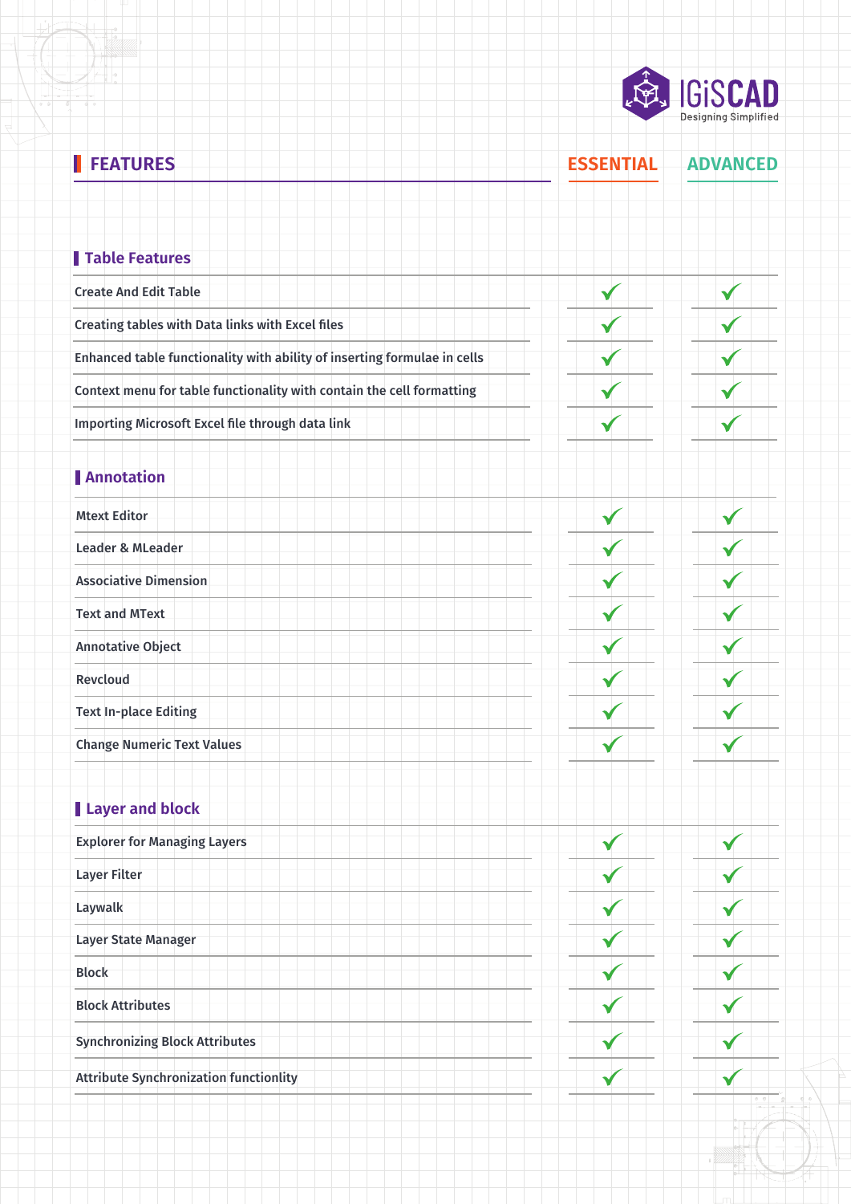IGiSCAD
Designing Simplified

| FEATURES | ESSENTIAL | ADVANCED |
|---|---|---|
| **Table Features** | | |
| Create And Edit Table | ✓ | ✓ |
| Creating tables with Data links with Excel files | ✓ | ✓ |
| Enhanced table functionality with ability of inserting formulae in cells | ✓ | ✓ |
| Context menu for table functionality with contain the cell formatting | ✓ | ✓ |
| Importing Microsoft Excel file through data link | ✓ | ✓ |
| **Annotation** | | |
| Mtext Editor | ✓ | ✓ |
| Leader & MLeader | ✓ | ✓ |
| Associative Dimension | ✓ | ✓ |
| Text and MText | ✓ | ✓ |
| Annotative Object | ✓ | ✓ |
| Revcloud | ✓ | ✓ |
| Text In-place Editing | ✓ | ✓ |
| Change Numeric Text Values | ✓ | ✓ |
| **Layer and block** | | |
| Explorer for Managing Layers | ✓ | ✓ |
| Layer Filter | ✓ | ✓ |
| Laywalk | ✓ | ✓ |
| Layer State Manager | ✓ | ✓ |
| Block | ✓ | ✓ |
| Block Attributes | ✓ | ✓ |
| Synchronizing Block Attributes | ✓ | ✓ |
| Attribute Synchronization functionlity | ✓ | ✓ |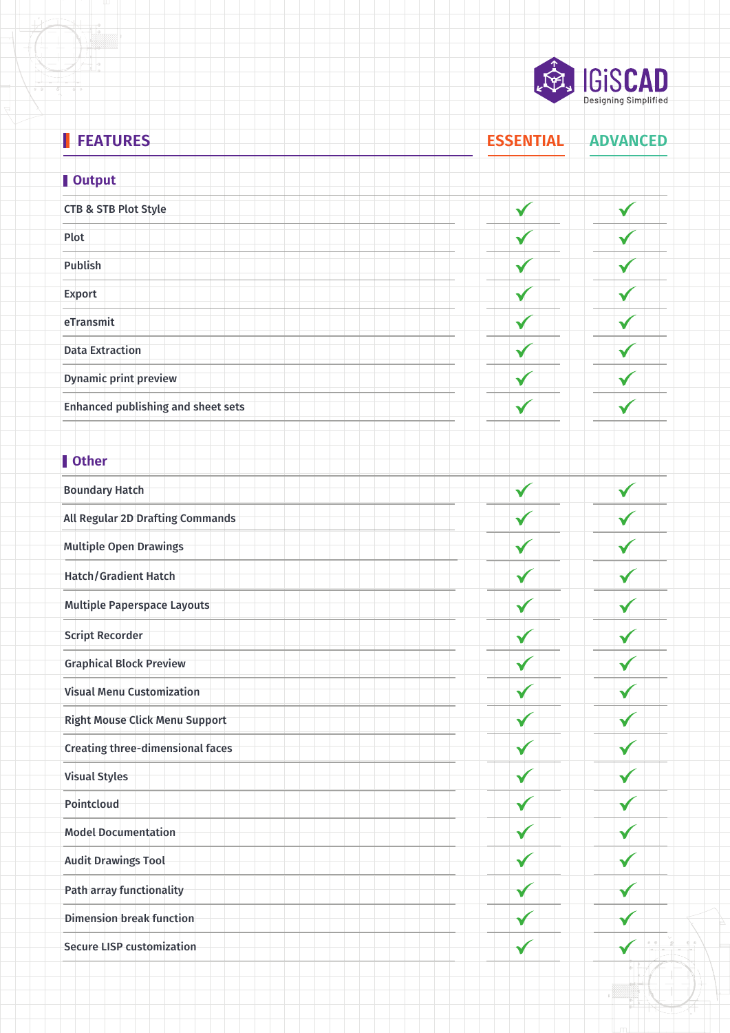IGiSCAD
Designing Simplified

| FEATURES | ESSENTIAL | ADVANCED |
|---|---|---|
| **Output** | | |
| CTB & STB Plot Style | ✓ | ✓ |
| Plot | ✓ | ✓ |
| Publish | ✓ | ✓ |
| Export | ✓ | ✓ |
| eTransmit | ✓ | ✓ |
| Data Extraction | ✓ | ✓ |
| Dynamic print preview | ✓ | ✓ |
| Enhanced publishing and sheet sets | ✓ | ✓ |
| **Other** | | |
| Boundary Hatch | ✓ | ✓ |
| All Regular 2D Drafting Commands | ✓ | ✓ |
| Multiple Open Drawings | ✓ | ✓ |
| Hatch/Gradient Hatch | ✓ | ✓ |
| Multiple Paperspace Layouts | ✓ | ✓ |
| Script Recorder | ✓ | ✓ |
| Graphical Block Preview | ✓ | ✓ |
| Visual Menu Customization | ✓ | ✓ |
| Right Mouse Click Menu Support | ✓ | ✓ |
| Creating three-dimensional faces | ✓ | ✓ |
| Visual Styles | ✓ | ✓ |
| Pointcloud | ✓ | ✓ |
| Model Documentation | ✓ | ✓ |
| Audit Drawings Tool | ✓ | ✓ |
| Path array functionality | ✓ | ✓ |
| Dimension break function | ✓ | ✓ |
| Secure LISP customization | ✓ | ✓ |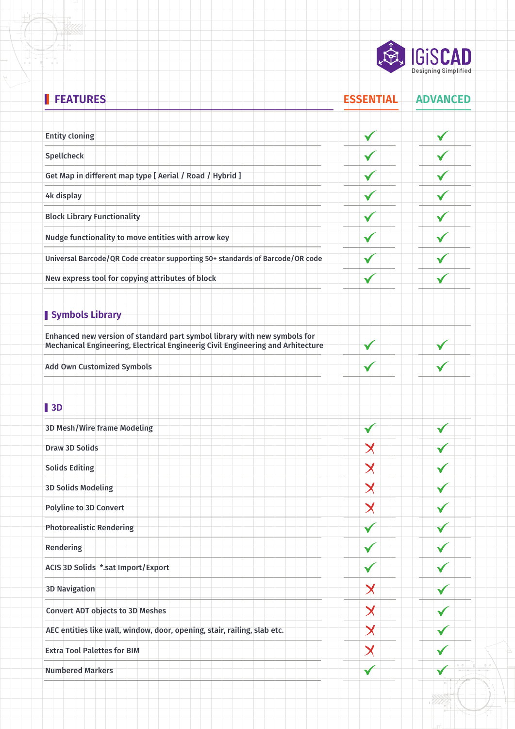| FEATURES | ESSENTIAL | ADVANCED |
|---|---|---|
| Entity cloning | ✓ | ✓ |
| Spellcheck | ✓ | ✓ |
| Get Map in different map type [ Aerial / Road / Hybrid ] | ✓ | ✓ |
| 4k display | ✓ | ✓ |
| Block Library Functionality | ✓ | ✓ |
| Nudge functionality to move entities with arrow key | ✓ | ✓ |
| Universal Barcode/QR Code creator supporting 50+ standards of Barcode/QR code | ✓ | ✓ |
| New express tool for copying attributes of block | ✓ | ✓ |
| **Symbols Library** | | |
| Enhanced new version of standard part symbol library with new symbols for Mechanical Engineering, Electrical Engineerig Civil Engineering and Arhitecture | ✓ | ✓ |
| Add Own Customized Symbols | ✓ | ✓ |
| **3D** | | |
| 3D Mesh/Wire frame Modeling | ✓ | ✓ |
| Draw 3D Solids | ✗ | ✓ |
| Solids Editing | ✗ | ✓ |
| 3D Solids Modeling | ✗ | ✓ |
| Polyline to 3D Convert | ✗ | ✓ |
| Photorealistic Rendering | ✓ | ✓ |
| Rendering | ✓ | ✓ |
| ACIS 3D Solids *.sat Import/Export | ✓ | ✓ |
| 3D Navigation | ✗ | ✓ |
| Convert ADT objects to 3D Meshes | ✗ | ✓ |
| AEC entities like wall, window, door, opening, stair, railing, slab etc. | ✗ | ✓ |
| Extra Tool Palettes for BIM | ✗ | ✓ |
| Numbered Markers | ✓ | ✓ |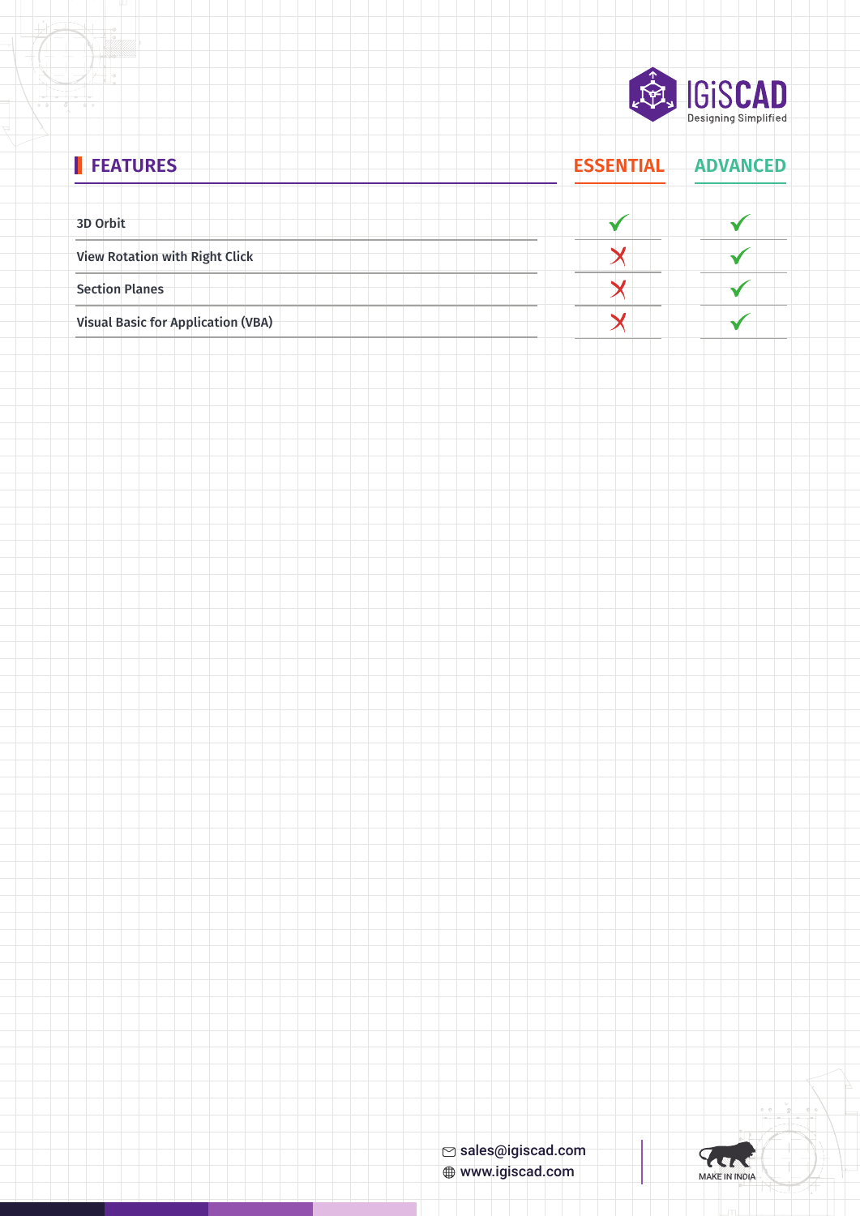| FEATURES | ESSENTIAL | ADVANCED |
|---|---|---|
| 3D Orbit | ✓ | ✓ |
| View Rotation with Right Click | ✗ | ✓ |
| Section Planes | ✗ | ✓ |
| Visual Basic for Application (VBA) | ✗ | ✓ |

sales@igiscad.com
www.igiscad.com

MAKE IN INDIA